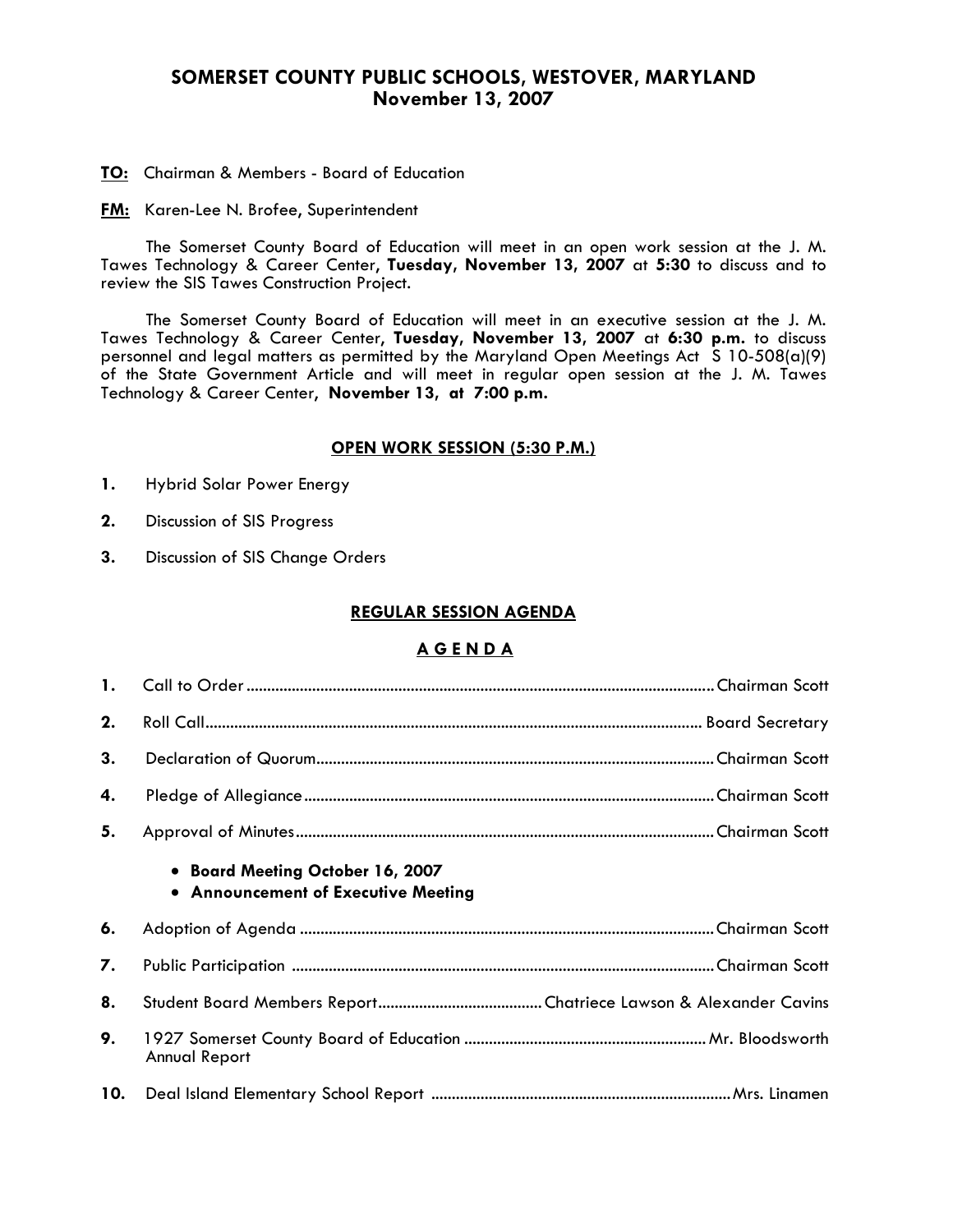# SOMERSET COUNTY PUBLIC SCHOOLS, WESTOVER, MARYLAND
## November 13, 2007

**TO:** Chairman & Members - Board of Education

**FM:** Karen-Lee N. Brofee, Superintendent

The Somerset County Board of Education will meet in an open work session at the J. M. Tawes Technology & Career Center, **Tuesday, November 13, 2007** at **5:30** to discuss and to review the SIS Tawes Construction Project.

The Somerset County Board of Education will meet in an executive session at the J. M. Tawes Technology & Career Center, **Tuesday, November 13, 2007** at **6:30 p.m.** to discuss personnel and legal matters as permitted by the Maryland Open Meetings Act S 10-508(a)(9) of the State Government Article and will meet in regular open session at the J. M. Tawes Technology & Career Center, **November 13, at 7:00 p.m.**

### OPEN WORK SESSION (5:30 P.M.)

1. Hybrid Solar Power Energy
2. Discussion of SIS Progress
3. Discussion of SIS Change Orders

### REGULAR SESSION AGENDA

### A G E N D A

1. Call to Order .......... Chairman Scott
2. Roll Call .......... Board Secretary
3. Declaration of Quorum .......... Chairman Scott
4. Pledge of Allegiance .......... Chairman Scott
5. Approval of Minutes .......... Chairman Scott
    - **Board Meeting October 16, 2007**
    - **Announcement of Executive Meeting**
6. Adoption of Agenda .......... Chairman Scott
7. Public Participation .......... Chairman Scott
8. Student Board Members Report .......... Chatriece Lawson & Alexander Cavins
9. 1927 Somerset County Board of Education Annual Report .......... Mr. Bloodsworth
10. Deal Island Elementary School Report .......... Mrs. Linamen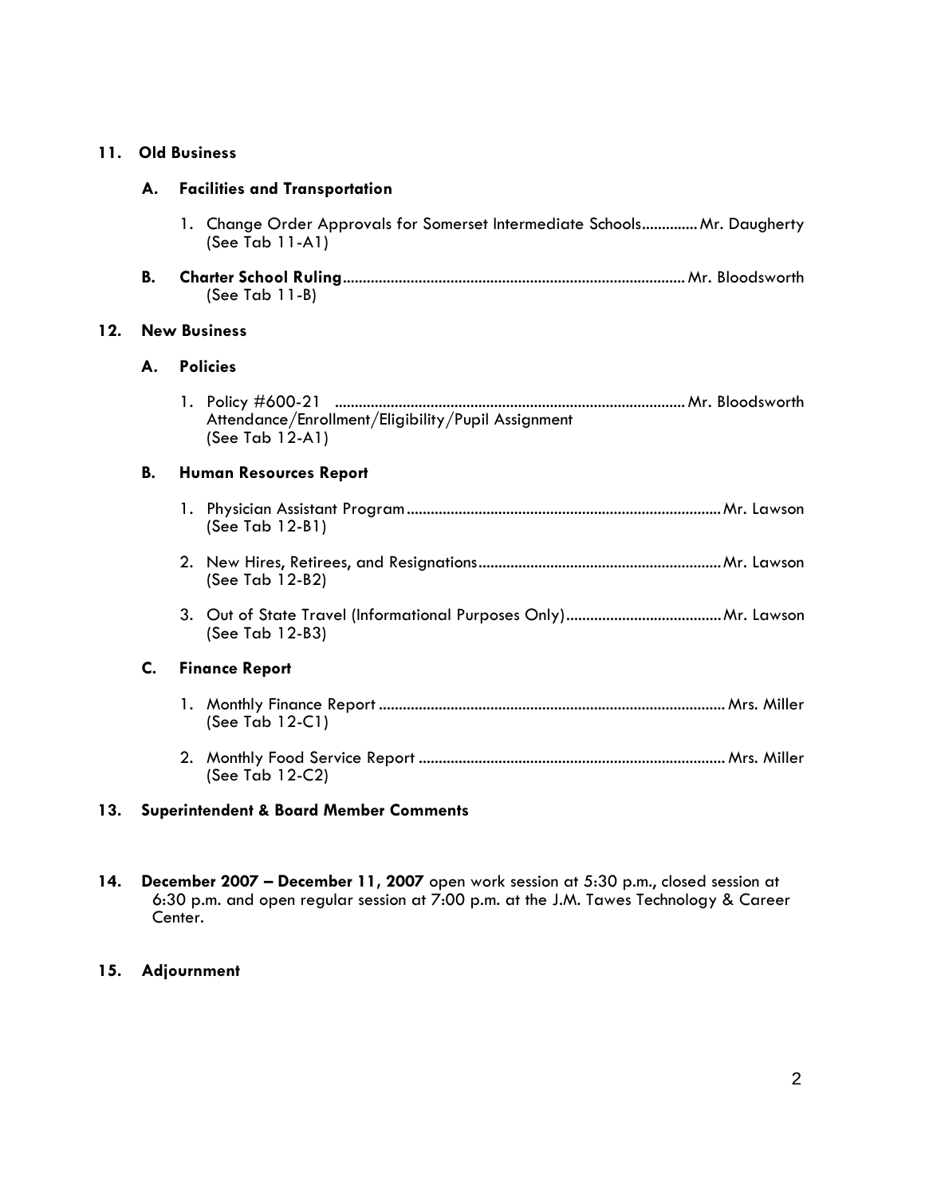**11. Old Business**

**A. Facilities and Transportation**

1. Change Order Approvals for Somerset Intermediate Schools............. Mr. Daugherty
   (See Tab 11-A1)

**B. Charter School Ruling**.................................................................................... Mr. Bloodsworth
   (See Tab 11-B)

**12. New Business**

**A. Policies**

1. Policy #600-21 ....................................................................................... Mr. Bloodsworth
   Attendance/Enrollment/Eligibility/Pupil Assignment
   (See Tab 12-A1)

**B. Human Resources Report**

1. Physician Assistant Program............................................................................. Mr. Lawson
   (See Tab 12-B1)

2. New Hires, Retirees, and Resignations............................................................ Mr. Lawson
   (See Tab 12-B2)

3. Out of State Travel (Informational Purposes Only)....................................... Mr. Lawson
   (See Tab 12-B3)

**C. Finance Report**

1. Monthly Finance Report ..................................................................................... Mrs. Miller
   (See Tab 12-C1)

2. Monthly Food Service Report ............................................................................ Mrs. Miller
   (See Tab 12-C2)

**13. Superintendent & Board Member Comments**

**14. December 2007 – December 11, 2007** open work session at 5:30 p.m., closed session at 6:30 p.m. and open regular session at 7:00 p.m. at the J.M. Tawes Technology & Career Center.

**15. Adjournment**